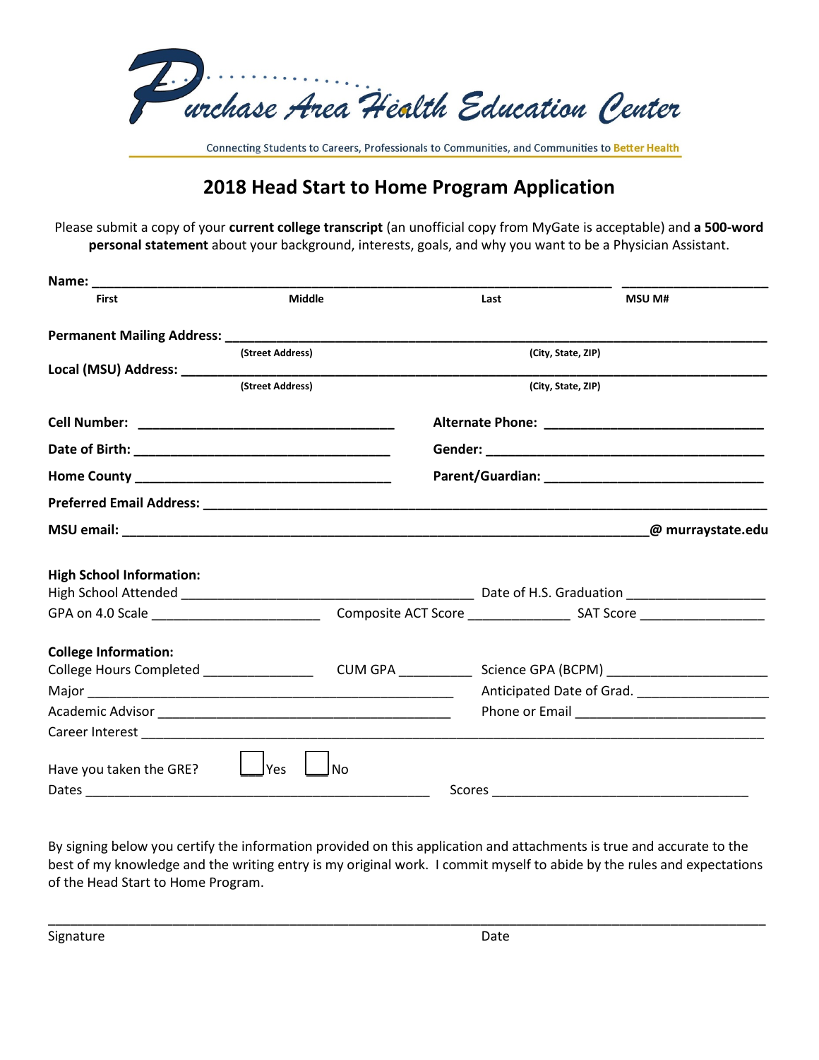# Purchase Area Health Education Center

Connecting Students to Careers, Professionals to Communities, and Communities to Better Health

## 2018 Head Start to Home Program Application

Please submit a copy of your **current college transcript** (an unofficial copy from MyGate is acceptable) and **a 500-word personal statement** about your background, interests, goals, and why you want to be a Physician Assistant.

**Name:** ______________________________________________ ____________________
First Middle Last MSU M#

**Permanent Mailing Address:** ________________________________________________
(Street Address) (City, State, ZIP)

**Local (MSU) Address:** ________________________________________________
(Street Address) (City, State, ZIP)

**Cell Number:** ____________________ **Alternate Phone:** ____________________

**Date of Birth:** ____________________ **Gender:** ____________________

**Home County** ____________________ **Parent/Guardian:** ____________________

**Preferred Email Address:** ________________________________________________

**MSU email:** ________________________________________________ **@ murraystate.edu**

**High School Information:**

High School Attended ____________________ Date of H.S. Graduation ____________________

GPA on 4.0 Scale ____________________ Composite ACT Score ____________ SAT Score ____________

**College Information:**

College Hours Completed ____________ CUM GPA ____________ Science GPA (BCPM) ____________

Major ____________________ Anticipated Date of Grad. ____________________

Academic Advisor ____________________ Phone or Email ____________________

Career Interest ________________________________________________

Have you taken the GRE? ☐ Yes ☐ No

Dates ____________________ Scores ____________________

By signing below you certify the information provided on this application and attachments is true and accurate to the best of my knowledge and the writing entry is my original work. I commit myself to abide by the rules and expectations of the Head Start to Home Program.

________________________________________________

Signature Date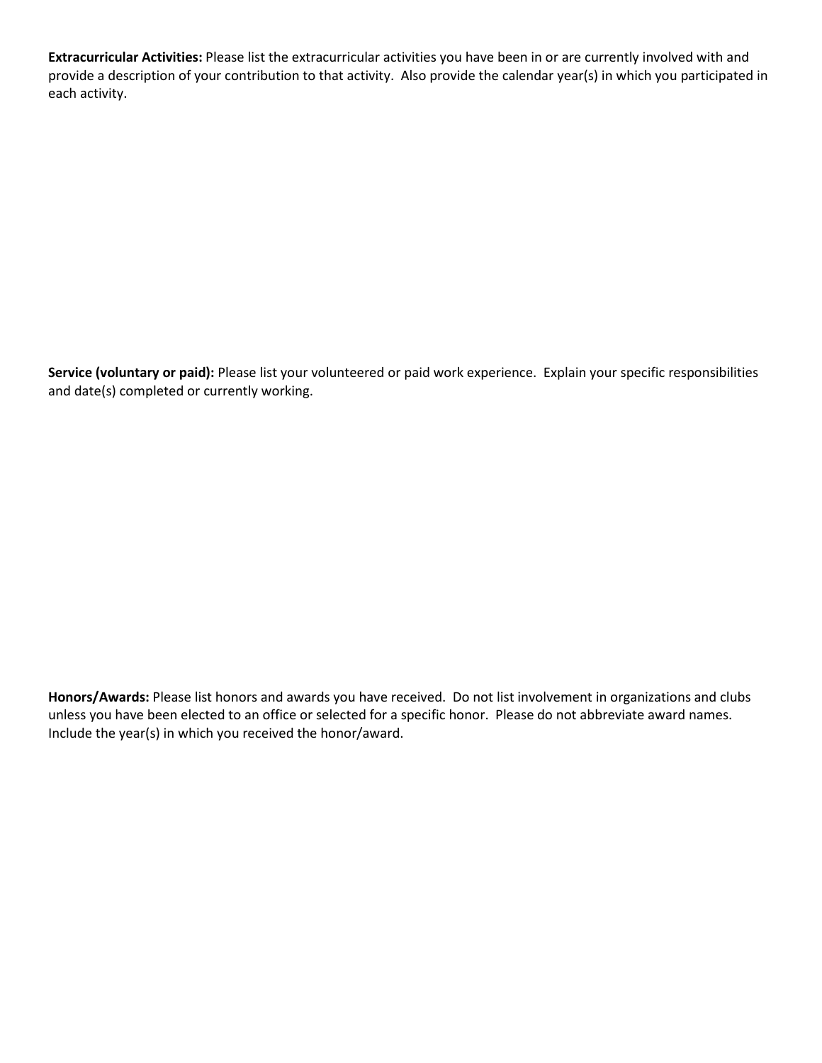**Extracurricular Activities:** Please list the extracurricular activities you have been in or are currently involved with and provide a description of your contribution to that activity. Also provide the calendar year(s) in which you participated in each activity.

**Service (voluntary or paid):** Please list your volunteered or paid work experience. Explain your specific responsibilities and date(s) completed or currently working.

**Honors/Awards:** Please list honors and awards you have received. Do not list involvement in organizations and clubs unless you have been elected to an office or selected for a specific honor. Please do not abbreviate award names. Include the year(s) in which you received the honor/award.